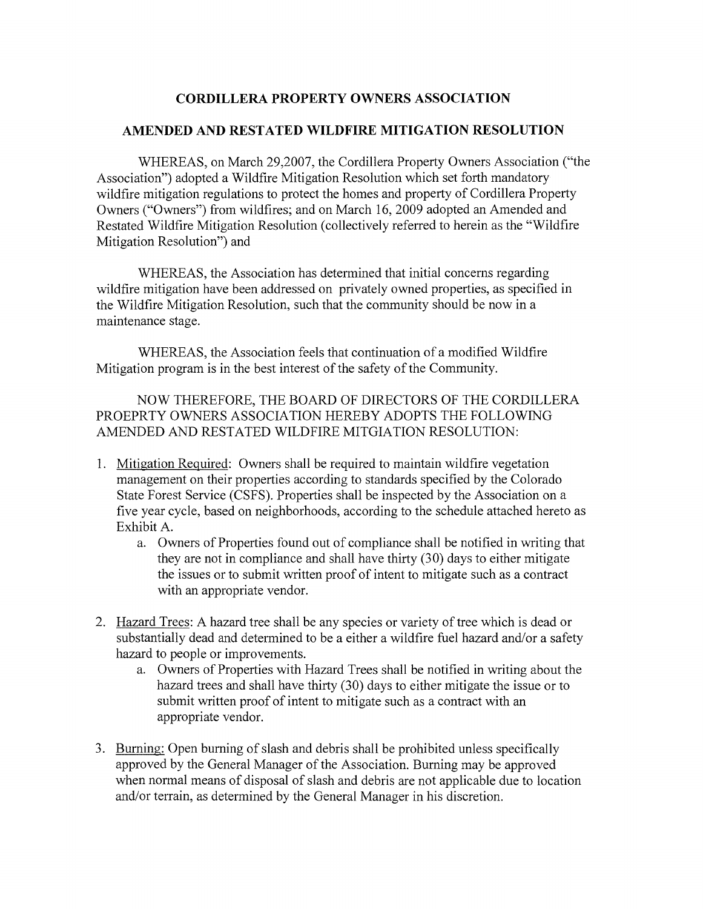# CORDILLERA PROPERTY OWNERS ASSOCIATION

## AMENDED AND RESTATED WILDFIRE MITIGATION RESOLUTION

WHEREAS, on March 29,2007, the Cordillera Property Owners Association ("the Association") adopted a Wildfire Mitigation Resolution which set forth mandatory wildfire mitigation regulations to protect the homes and property of Cordillera Property Owners ("Owners") from wildfires; and on March 16, 2009 adopted an Amended and Restated Wildfire Mitigation Resolution (collectively referred to herein as the "Wildfire Mitigation Resolution") and

WHEREAS, the Association has determined that initial concerns regarding wildfire mitigation have been addressed on privately owned properties, as specified in the Wildfire Mitigation Resolution, such that the community should be now in a maintenance stage.

WHEREAS, the Association feels that continuation of a modified Wildfire Mitigation program is in the best interest of the safety of the Community.

NOW THEREFORE, THE BOARD OF DIRECTORS OF THE CORDILLERA PROEPRTY OWNERS ASSOCIATION HEREBY ADOPTS THE FOLLOWING AMENDED AND RESTATED WILDFIRE MITGIATION RESOLUTION:

1. <u>Mitigation Required</u>: Owners shall be required to maintain wildfire vegetation management on their properties according to standards specified by the Colorado State Forest Service (CSFS). Properties shall be inspected by the Association on a five year cycle, based on neighborhoods, according to the schedule attached hereto as Exhibit A.
   a. Owners of Properties found out of compliance shall be notified in writing that they are not in compliance and shall have thirty (30) days to either mitigate the issues or to submit written proof of intent to mitigate such as a contract with an appropriate vendor.

2. <u>Hazard Trees</u>: A hazard tree shall be any species or variety of tree which is dead or substantially dead and determined to be a either a wildfire fuel hazard and/or a safety hazard to people or improvements.
   a. Owners of Properties with Hazard Trees shall be notified in writing about the hazard trees and shall have thirty (30) days to either mitigate the issue or to submit written proof of intent to mitigate such as a contract with an appropriate vendor.

3. <u>Burning</u>: Open burning of slash and debris shall be prohibited unless specifically approved by the General Manager of the Association. Burning may be approved when normal means of disposal of slash and debris are not applicable due to location and/or terrain, as determined by the General Manager in his discretion.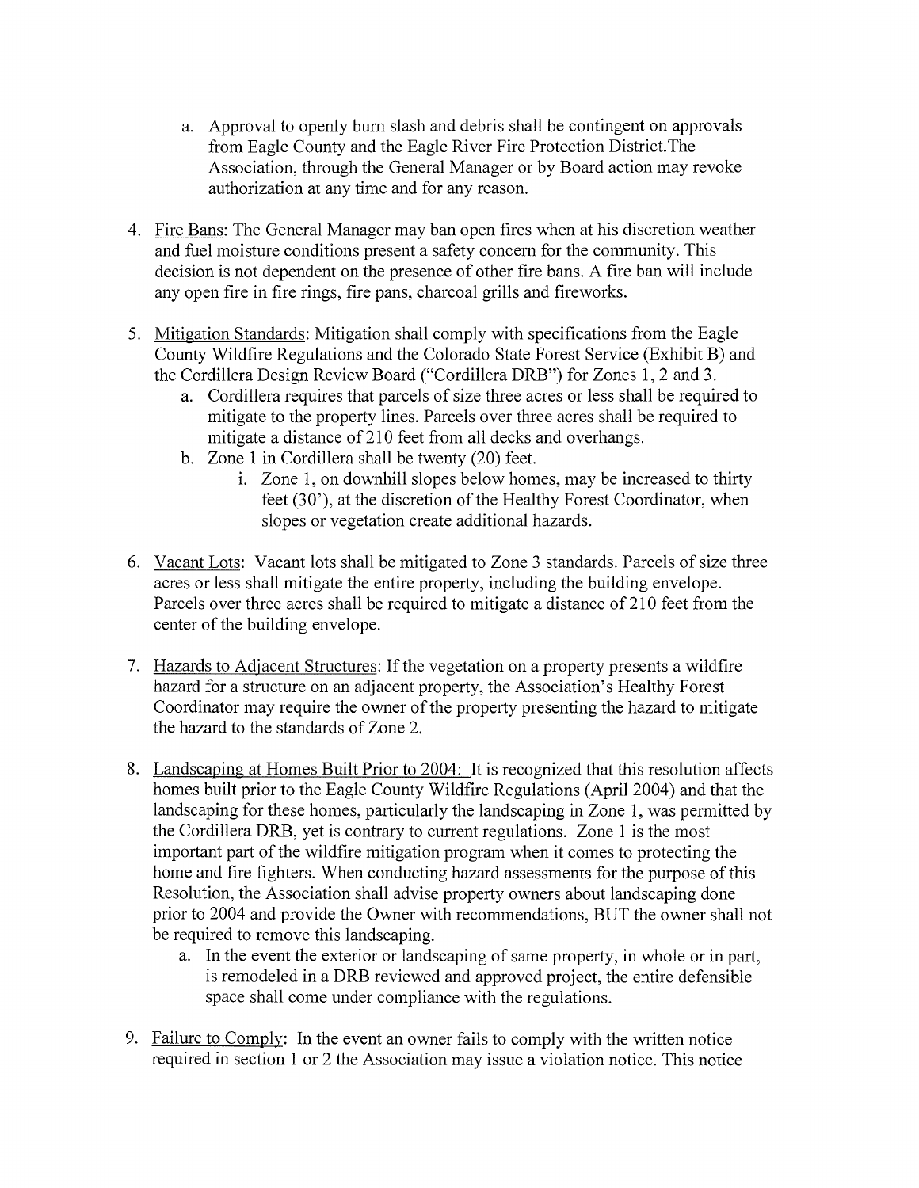a. Approval to openly burn slash and debris shall be contingent on approvals from Eagle County and the Eagle River Fire Protection District.The Association, through the General Manager or by Board action may revoke authorization at any time and for any reason.

4. <u>Fire Bans</u>: The General Manager may ban open fires when at his discretion weather and fuel moisture conditions present a safety concern for the community. This decision is not dependent on the presence of other fire bans. A fire ban will include any open fire in fire rings, fire pans, charcoal grills and fireworks.

5. <u>Mitigation Standards</u>: Mitigation shall comply with specifications from the Eagle County Wildfire Regulations and the Colorado State Forest Service (Exhibit B) and the Cordillera Design Review Board ("Cordillera DRB") for Zones 1, 2 and 3.
   a. Cordillera requires that parcels of size three acres or less shall be required to mitigate to the property lines. Parcels over three acres shall be required to mitigate a distance of 210 feet from all decks and overhangs.
   b. Zone 1 in Cordillera shall be twenty (20) feet.
      i. Zone 1, on downhill slopes below homes, may be increased to thirty feet (30'), at the discretion of the Healthy Forest Coordinator, when slopes or vegetation create additional hazards.

6. <u>Vacant Lots</u>: Vacant lots shall be mitigated to Zone 3 standards. Parcels of size three acres or less shall mitigate the entire property, including the building envelope. Parcels over three acres shall be required to mitigate a distance of 210 feet from the center of the building envelope.

7. <u>Hazards to Adjacent Structures</u>: If the vegetation on a property presents a wildfire hazard for a structure on an adjacent property, the Association's Healthy Forest Coordinator may require the owner of the property presenting the hazard to mitigate the hazard to the standards of Zone 2.

8. <u>Landscaping at Homes Built Prior to 2004:</u> It is recognized that this resolution affects homes built prior to the Eagle County Wildfire Regulations (April 2004) and that the landscaping for these homes, particularly the landscaping in Zone 1, was permitted by the Cordillera DRB, yet is contrary to current regulations. Zone 1 is the most important part of the wildfire mitigation program when it comes to protecting the home and fire fighters. When conducting hazard assessments for the purpose of this Resolution, the Association shall advise property owners about landscaping done prior to 2004 and provide the Owner with recommendations, BUT the owner shall not be required to remove this landscaping.
   a. In the event the exterior or landscaping of same property, in whole or in part, is remodeled in a DRB reviewed and approved project, the entire defensible space shall come under compliance with the regulations.

9. <u>Failure to Comply</u>: In the event an owner fails to comply with the written notice required in section 1 or 2 the Association may issue a violation notice. This notice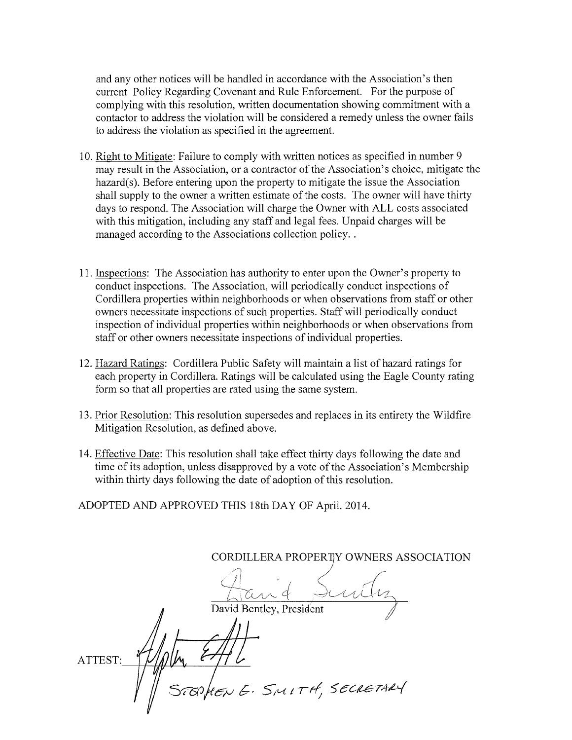and any other notices will be handled in accordance with the Association's then current Policy Regarding Covenant and Rule Enforcement. For the purpose of complying with this resolution, written documentation showing commitment with a contactor to address the violation will be considered a remedy unless the owner fails to address the violation as specified in the agreement.

10. Right to Mitigate: Failure to comply with written notices as specified in number 9 may result in the Association, or a contractor of the Association's choice, mitigate the hazard(s). Before entering upon the property to mitigate the issue the Association shall supply to the owner a written estimate of the costs. The owner will have thirty days to respond. The Association will charge the Owner with ALL costs associated with this mitigation, including any staff and legal fees. Unpaid charges will be managed according to the Associations collection policy. .

11. Inspections: The Association has authority to enter upon the Owner's property to conduct inspections. The Association, will periodically conduct inspections of Cordillera properties within neighborhoods or when observations from staff or other owners necessitate inspections of such properties. Staff will periodically conduct inspection of individual properties within neighborhoods or when observations from staff or other owners necessitate inspections of individual properties.

12. Hazard Ratings: Cordillera Public Safety will maintain a list of hazard ratings for each property in Cordillera. Ratings will be calculated using the Eagle County rating form so that all properties are rated using the same system.

13. Prior Resolution: This resolution supersedes and replaces in its entirety the Wildfire Mitigation Resolution, as defined above.

14. Effective Date: This resolution shall take effect thirty days following the date and time of its adoption, unless disapproved by a vote of the Association's Membership within thirty days following the date of adoption of this resolution.

ADOPTED AND APPROVED THIS 18th DAY OF April. 2014.

CORDILLERA PROPERTY OWNERS ASSOCIATION

David Bentley, President

ATTEST:

STEPHEN E. SMITH, SECRETARY